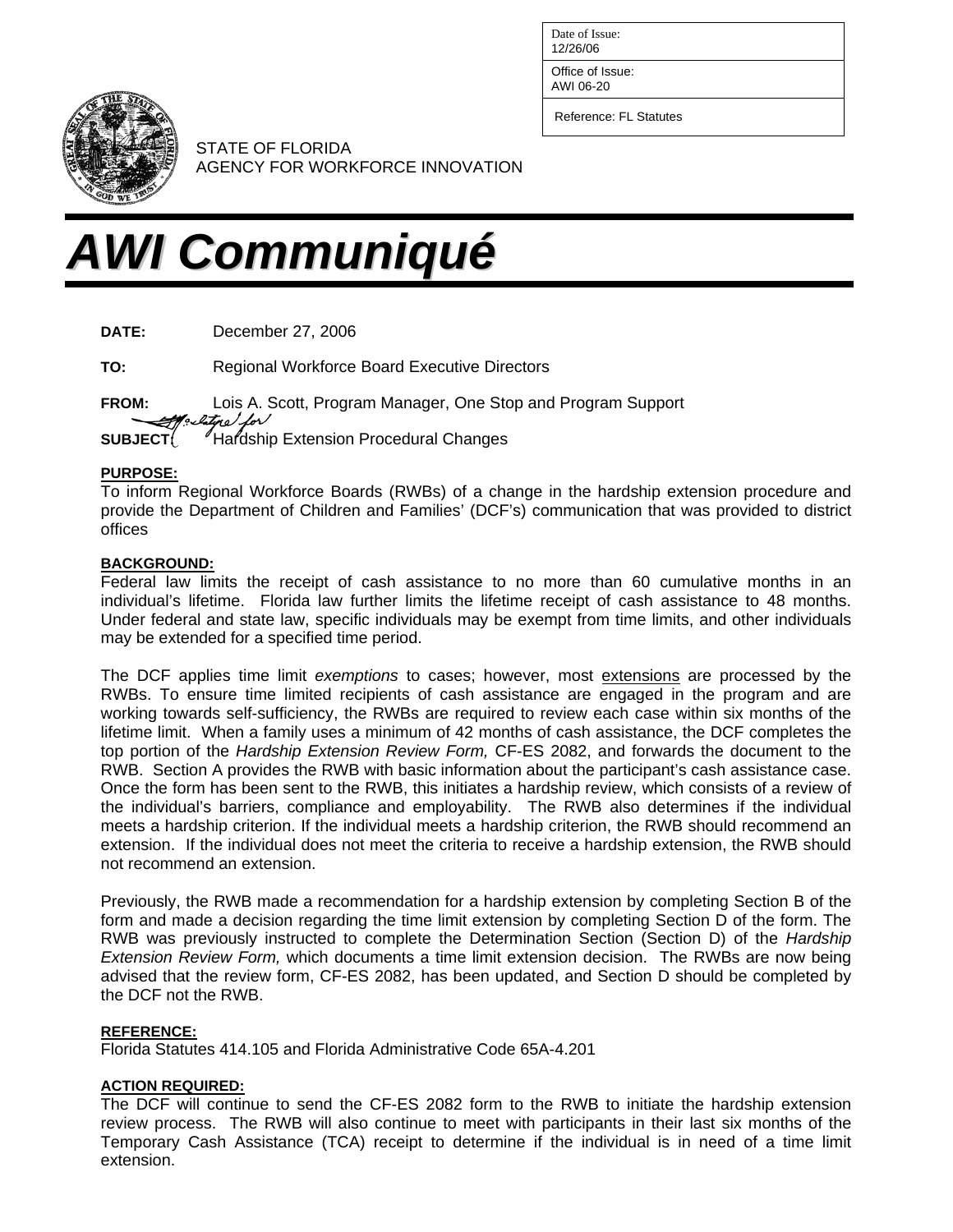| Date of Issue: 12/26/06 |
| --- |
| Office of Issue: AWI 06-20 |
| Reference: FL Statutes |

STATE OF FLORIDA
AGENCY FOR WORKFORCE INNOVATION

# AWI Communiqué

**DATE:** December 27, 2006

**TO:** Regional Workforce Board Executive Directors

**FROM:** Lois A. Scott, Program Manager, One Stop and Program Support

**SUBJECT:** Hardship Extension Procedural Changes

**PURPOSE:**

To inform Regional Workforce Boards (RWBs) of a change in the hardship extension procedure and provide the Department of Children and Families' (DCF's) communication that was provided to district offices

**BACKGROUND:**

Federal law limits the receipt of cash assistance to no more than 60 cumulative months in an individual's lifetime. Florida law further limits the lifetime receipt of cash assistance to 48 months. Under federal and state law, specific individuals may be exempt from time limits, and other individuals may be extended for a specified time period.

The DCF applies time limit *exemptions* to cases; however, most extensions are processed by the RWBs. To ensure time limited recipients of cash assistance are engaged in the program and are working towards self-sufficiency, the RWBs are required to review each case within six months of the lifetime limit. When a family uses a minimum of 42 months of cash assistance, the DCF completes the top portion of the *Hardship Extension Review Form,* CF-ES 2082, and forwards the document to the RWB. Section A provides the RWB with basic information about the participant's cash assistance case. Once the form has been sent to the RWB, this initiates a hardship review, which consists of a review of the individual's barriers, compliance and employability. The RWB also determines if the individual meets a hardship criterion. If the individual meets a hardship criterion, the RWB should recommend an extension. If the individual does not meet the criteria to receive a hardship extension, the RWB should not recommend an extension.

Previously, the RWB made a recommendation for a hardship extension by completing Section B of the form and made a decision regarding the time limit extension by completing Section D of the form. The RWB was previously instructed to complete the Determination Section (Section D) of the *Hardship Extension Review Form,* which documents a time limit extension decision. The RWBs are now being advised that the review form, CF-ES 2082, has been updated, and Section D should be completed by the DCF not the RWB.

**REFERENCE:**

Florida Statutes 414.105 and Florida Administrative Code 65A-4.201

**ACTION REQUIRED:**

The DCF will continue to send the CF-ES 2082 form to the RWB to initiate the hardship extension review process. The RWB will also continue to meet with participants in their last six months of the Temporary Cash Assistance (TCA) receipt to determine if the individual is in need of a time limit extension.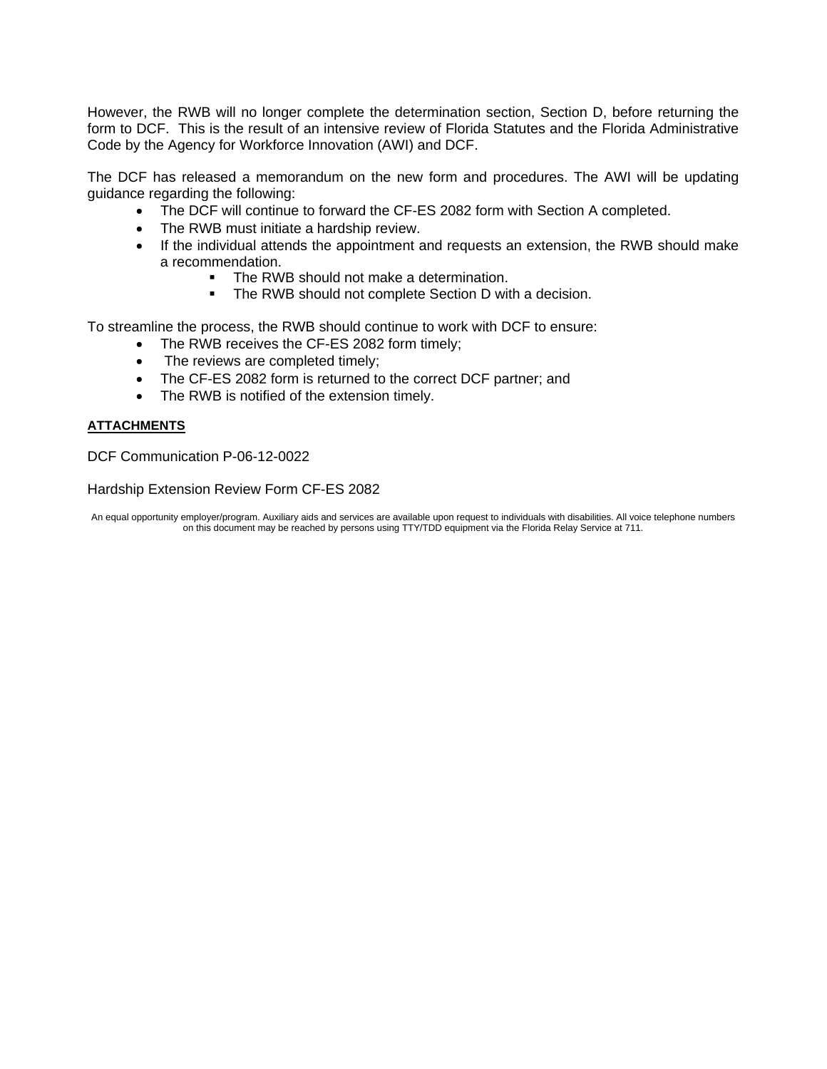However, the RWB will no longer complete the determination section, Section D, before returning the form to DCF. This is the result of an intensive review of Florida Statutes and the Florida Administrative Code by the Agency for Workforce Innovation (AWI) and DCF.

The DCF has released a memorandum on the new form and procedures. The AWI will be updating guidance regarding the following:

- The DCF will continue to forward the CF-ES 2082 form with Section A completed.
- The RWB must initiate a hardship review.
- If the individual attends the appointment and requests an extension, the RWB should make a recommendation.
    - The RWB should not make a determination.
    - The RWB should not complete Section D with a decision.

To streamline the process, the RWB should continue to work with DCF to ensure:

- The RWB receives the CF-ES 2082 form timely;
- The reviews are completed timely;
- The CF-ES 2082 form is returned to the correct DCF partner; and
- The RWB is notified of the extension timely.

**ATTACHMENTS**

DCF Communication P-06-12-0022

Hardship Extension Review Form CF-ES 2082

An equal opportunity employer/program. Auxiliary aids and services are available upon request to individuals with disabilities. All voice telephone numbers on this document may be reached by persons using TTY/TDD equipment via the Florida Relay Service at 711.